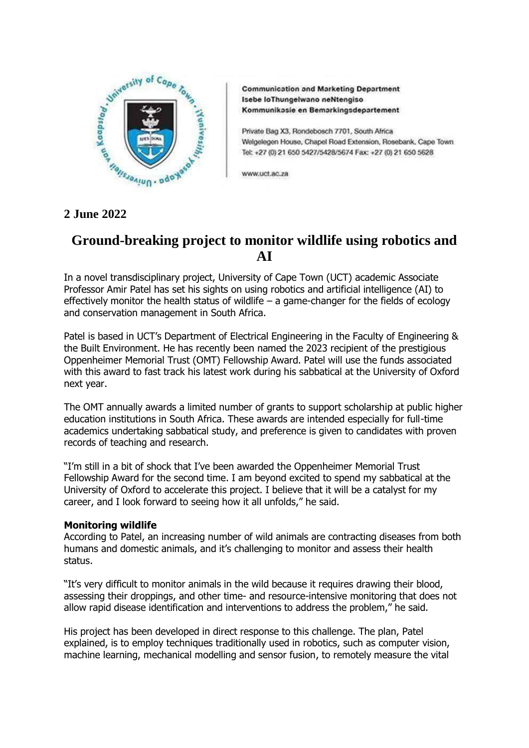**Communication and Marketing Department**
**Isebe loThungelwano neNtengiso**
**Kommunikasie en Bemarkingsdepartement**

Private Bag X3, Rondebosch 7701, South Africa
Welgelegen House, Chapel Road Extension, Rosebank, Cape Town
Tel: +27 (0) 21 650 5427/5428/5674 Fax: +27 (0) 21 650 5628

www.uct.ac.za

**2 June 2022**

# Ground-breaking project to monitor wildlife using robotics and AI

In a novel transdisciplinary project, University of Cape Town (UCT) academic Associate Professor Amir Patel has set his sights on using robotics and artificial intelligence (AI) to effectively monitor the health status of wildlife – a game-changer for the fields of ecology and conservation management in South Africa.

Patel is based in UCT's Department of Electrical Engineering in the Faculty of Engineering & the Built Environment. He has recently been named the 2023 recipient of the prestigious Oppenheimer Memorial Trust (OMT) Fellowship Award. Patel will use the funds associated with this award to fast track his latest work during his sabbatical at the University of Oxford next year.

The OMT annually awards a limited number of grants to support scholarship at public higher education institutions in South Africa. These awards are intended especially for full-time academics undertaking sabbatical study, and preference is given to candidates with proven records of teaching and research.

"I'm still in a bit of shock that I've been awarded the Oppenheimer Memorial Trust Fellowship Award for the second time. I am beyond excited to spend my sabbatical at the University of Oxford to accelerate this project. I believe that it will be a catalyst for my career, and I look forward to seeing how it all unfolds," he said.

**Monitoring wildlife**

According to Patel, an increasing number of wild animals are contracting diseases from both humans and domestic animals, and it's challenging to monitor and assess their health status.

"It's very difficult to monitor animals in the wild because it requires drawing their blood, assessing their droppings, and other time- and resource-intensive monitoring that does not allow rapid disease identification and interventions to address the problem," he said.

His project has been developed in direct response to this challenge. The plan, Patel explained, is to employ techniques traditionally used in robotics, such as computer vision, machine learning, mechanical modelling and sensor fusion, to remotely measure the vital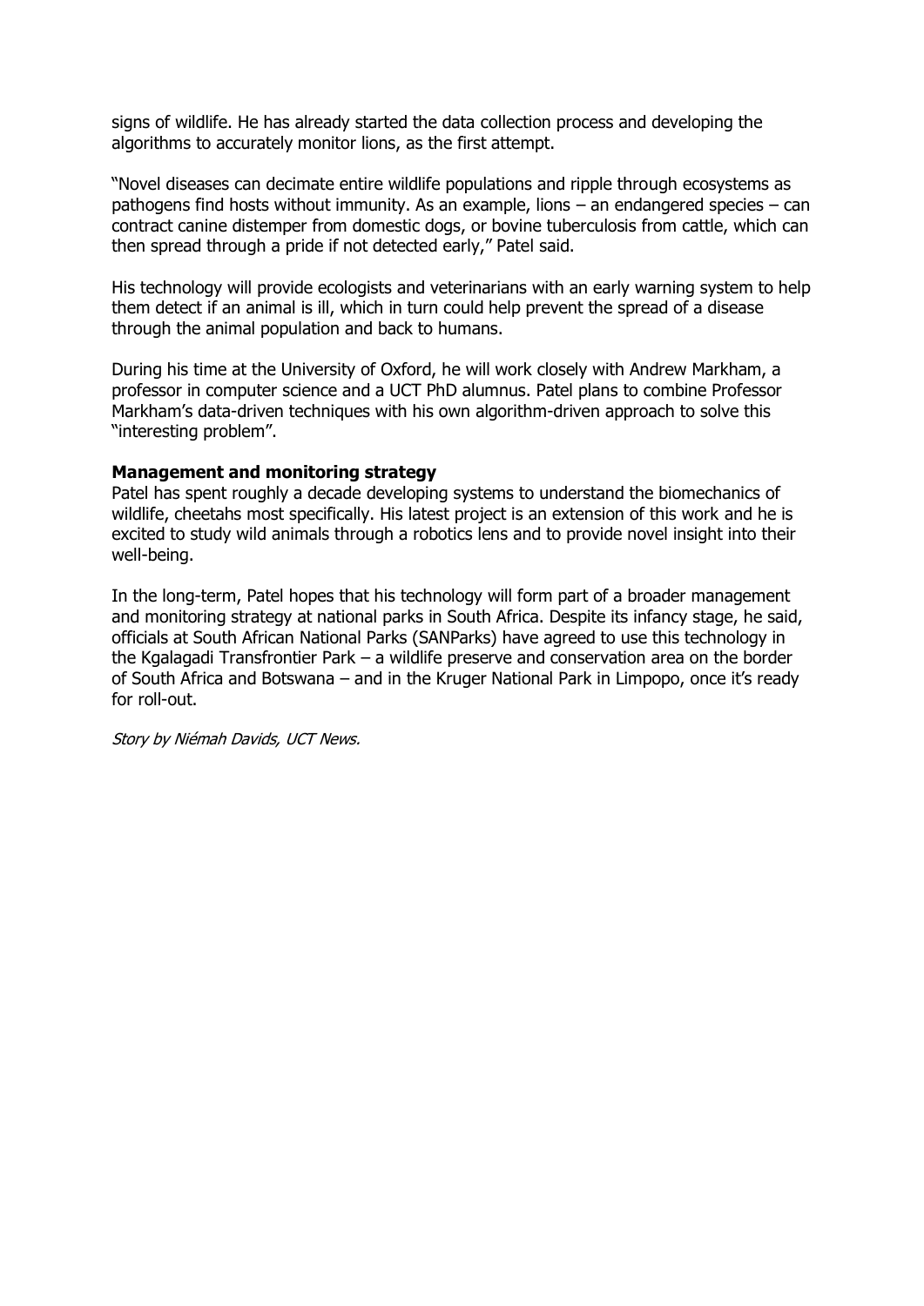signs of wildlife. He has already started the data collection process and developing the algorithms to accurately monitor lions, as the first attempt.

"Novel diseases can decimate entire wildlife populations and ripple through ecosystems as pathogens find hosts without immunity. As an example, lions – an endangered species – can contract canine distemper from domestic dogs, or bovine tuberculosis from cattle, which can then spread through a pride if not detected early," Patel said.

His technology will provide ecologists and veterinarians with an early warning system to help them detect if an animal is ill, which in turn could help prevent the spread of a disease through the animal population and back to humans.

During his time at the University of Oxford, he will work closely with Andrew Markham, a professor in computer science and a UCT PhD alumnus. Patel plans to combine Professor Markham's data-driven techniques with his own algorithm-driven approach to solve this "interesting problem".

**Management and monitoring strategy**

Patel has spent roughly a decade developing systems to understand the biomechanics of wildlife, cheetahs most specifically. His latest project is an extension of this work and he is excited to study wild animals through a robotics lens and to provide novel insight into their well-being.

In the long-term, Patel hopes that his technology will form part of a broader management and monitoring strategy at national parks in South Africa. Despite its infancy stage, he said, officials at South African National Parks (SANParks) have agreed to use this technology in the Kgalagadi Transfrontier Park – a wildlife preserve and conservation area on the border of South Africa and Botswana – and in the Kruger National Park in Limpopo, once it's ready for roll-out.

*Story by Niémah Davids, UCT News.*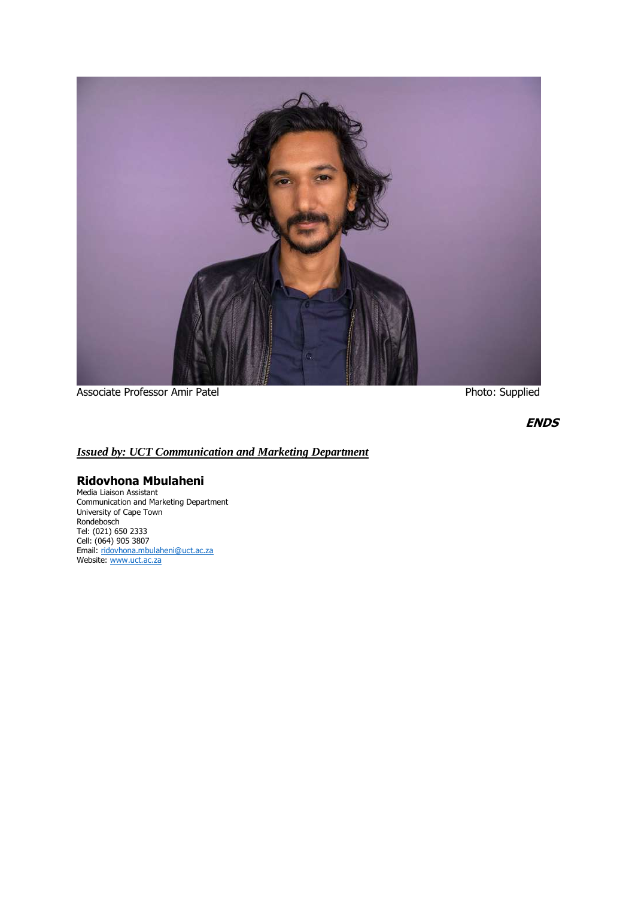Associate Professor Amir Patel Photo: Supplied

***ENDS***

***Issued by: UCT Communication and Marketing Department***

**Ridovhona Mbulaheni**
Media Liaison Assistant
Communication and Marketing Department
University of Cape Town
Rondebosch
Tel: (021) 650 2333
Cell: (064) 905 3807
Email: ridovhona.mbulaheni@uct.ac.za
Website: www.uct.ac.za